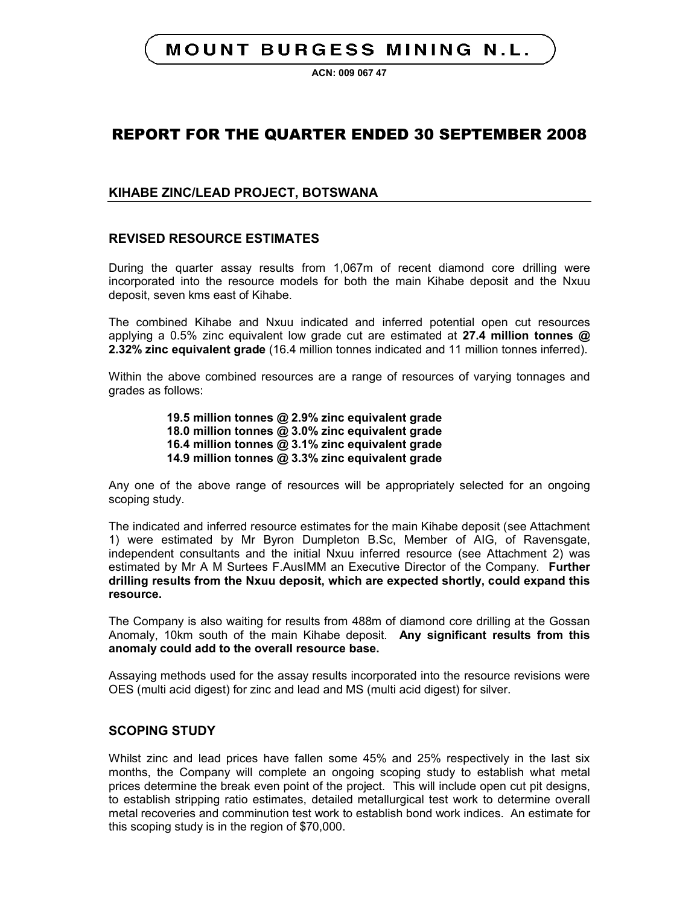# MOUNT BURGESS MINING N.L.

ACN: 009 067 47

# REPORT FOR THE QUARTER ENDED 30 SEPTEMBER 2008

## KIHABE ZINC/LEAD PROJECT, BOTSWANA

### REVISED RESOURCE ESTIMATES

During the quarter assay results from 1,067m of recent diamond core drilling were incorporated into the resource models for both the main Kihabe deposit and the Nxuu deposit, seven kms east of Kihabe.

The combined Kihabe and Nxuu indicated and inferred potential open cut resources applying a 0.5% zinc equivalent low grade cut are estimated at **27.4 million tonnes @ 2.32% zinc equivalent grade** (16.4 million tonnes indicated and 11 million tonnes inferred).

Within the above combined resources are a range of resources of varying tonnages and grades as follows:

**19.5 million tonnes @ 2.9% zinc equivalent grade**
**18.0 million tonnes @ 3.0% zinc equivalent grade**
**16.4 million tonnes @ 3.1% zinc equivalent grade**
**14.9 million tonnes @ 3.3% zinc equivalent grade**

Any one of the above range of resources will be appropriately selected for an ongoing scoping study.

The indicated and inferred resource estimates for the main Kihabe deposit (see Attachment 1) were estimated by Mr Byron Dumpleton B.Sc, Member of AIG, of Ravensgate, independent consultants and the initial Nxuu inferred resource (see Attachment 2) was estimated by Mr A M Surtees F.AusIMM an Executive Director of the Company. **Further drilling results from the Nxuu deposit, which are expected shortly, could expand this resource.**

The Company is also waiting for results from 488m of diamond core drilling at the Gossan Anomaly, 10km south of the main Kihabe deposit. **Any significant results from this anomaly could add to the overall resource base.**

Assaying methods used for the assay results incorporated into the resource revisions were OES (multi acid digest) for zinc and lead and MS (multi acid digest) for silver.

### SCOPING STUDY

Whilst zinc and lead prices have fallen some 45% and 25% respectively in the last six months, the Company will complete an ongoing scoping study to establish what metal prices determine the break even point of the project. This will include open cut pit designs, to establish stripping ratio estimates, detailed metallurgical test work to determine overall metal recoveries and comminution test work to establish bond work indices. An estimate for this scoping study is in the region of $70,000.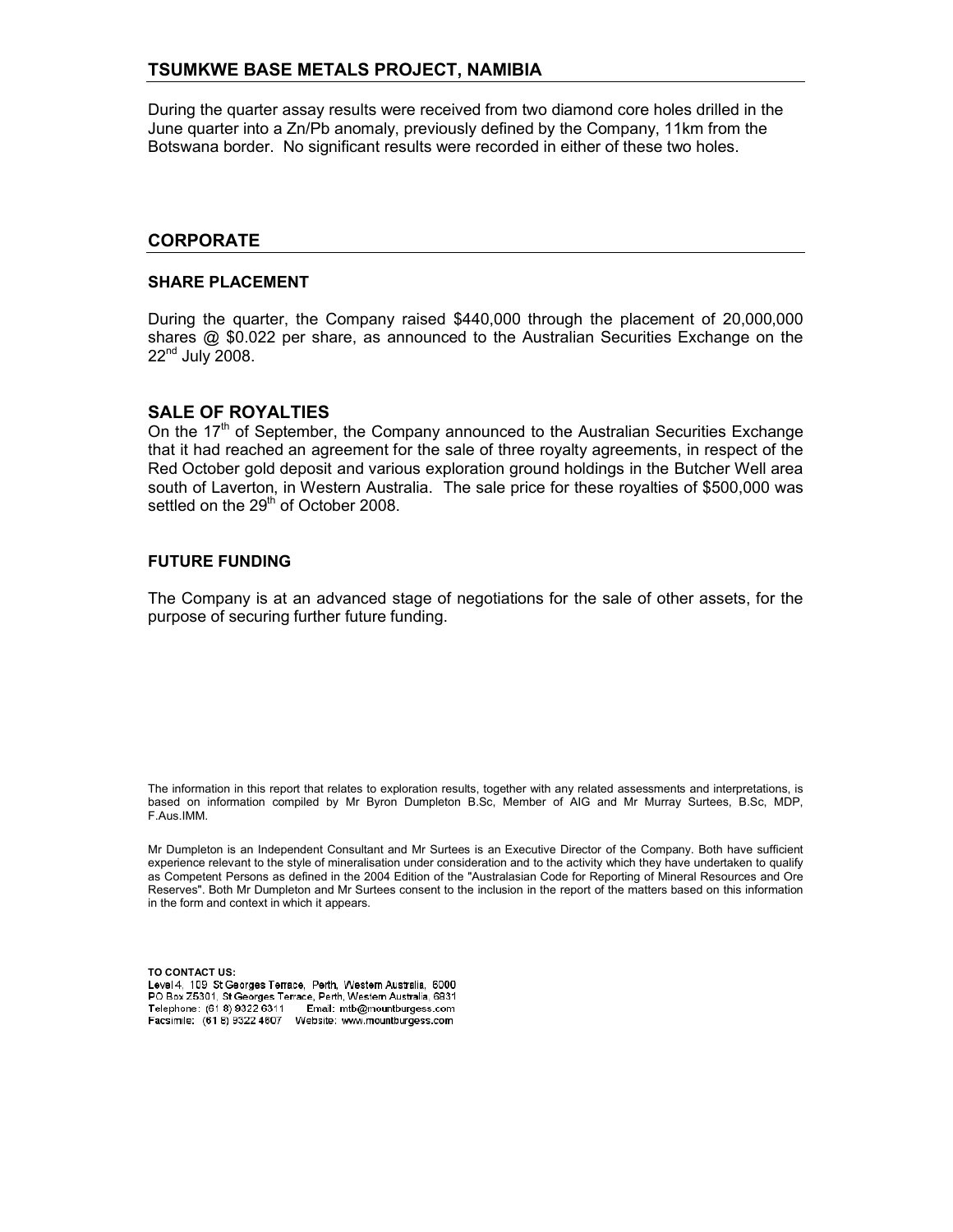## TSUMKWE BASE METALS PROJECT, NAMIBIA

During the quarter assay results were received from two diamond core holes drilled in the June quarter into a Zn/Pb anomaly, previously defined by the Company, 11km from the Botswana border. No significant results were recorded in either of these two holes.

## CORPORATE

### SHARE PLACEMENT

During the quarter, the Company raised $440,000 through the placement of 20,000,000 shares @ $0.022 per share, as announced to the Australian Securities Exchange on the 22nd July 2008.

### SALE OF ROYALTIES

On the 17th of September, the Company announced to the Australian Securities Exchange that it had reached an agreement for the sale of three royalty agreements, in respect of the Red October gold deposit and various exploration ground holdings in the Butcher Well area south of Laverton, in Western Australia. The sale price for these royalties of $500,000 was settled on the 29th of October 2008.

### FUTURE FUNDING

The Company is at an advanced stage of negotiations for the sale of other assets, for the purpose of securing further future funding.

The information in this report that relates to exploration results, together with any related assessments and interpretations, is based on information compiled by Mr Byron Dumpleton B.Sc, Member of AIG and Mr Murray Surtees, B.Sc, MDP, F.Aus.IMM.

Mr Dumpleton is an Independent Consultant and Mr Surtees is an Executive Director of the Company. Both have sufficient experience relevant to the style of mineralisation under consideration and to the activity which they have undertaken to qualify as Competent Persons as defined in the 2004 Edition of the "Australasian Code for Reporting of Mineral Resources and Ore Reserves". Both Mr Dumpleton and Mr Surtees consent to the inclusion in the report of the matters based on this information in the form and context in which it appears.

**TO CONTACT US:**
Level 4, 109 St Georges Terrace, Perth, Western Australia, 6000
PO Box Z5301, St Georges Terrace, Perth, Western Australia, 6831
Telephone: (61 8) 9322 6311 Email: mtb@mountburgess.com
Facsimile: (61 8) 9322 4607 Website: www.mountburgess.com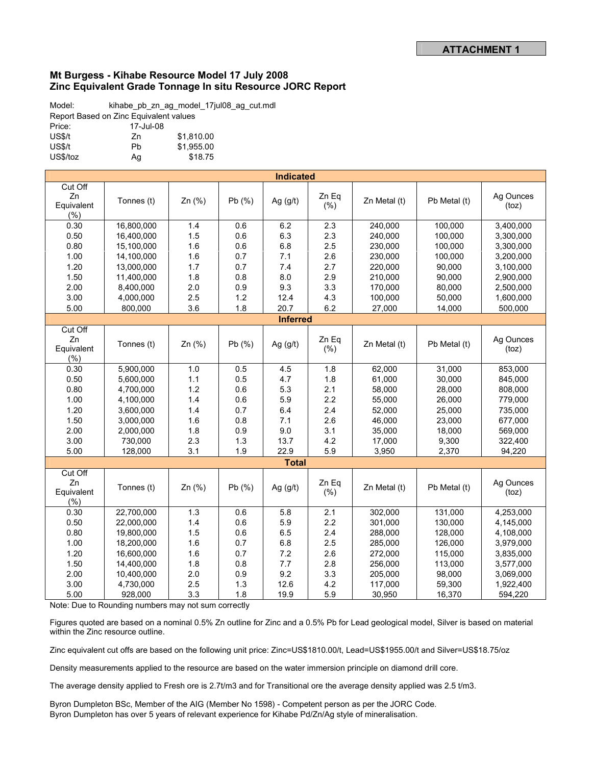**ATTACHMENT 1**

## Mt Burgess - Kihabe Resource Model 17 July 2008
## Zinc Equivalent Grade Tonnage In situ Resource JORC Report

Model: kihabe_pb_zn_ag_model_17jul08_ag_cut.mdl
Report Based on Zinc Equivalent values

| | | |
|---|---|---|
| Price: | 17-Jul-08 | |
| US$/t | Zn | $1,810.00 |
| US$/t | Pb | $1,955.00 |
| US$/toz | Ag | $18.75 |

| Cut Off Zn Equivalent (%) | Tonnes (t) | Zn (%) | Pb (%) | Ag (g/t) | Zn Eq (%) | Zn Metal (t) | Pb Metal (t) | Ag Ounces (toz) |
|---|---|---|---|---|---|---|---|---|
| **Indicated** | | | | | | | | |
| 0.30 | 16,800,000 | 1.4 | 0.6 | 6.2 | 2.3 | 240,000 | 100,000 | 3,400,000 |
| 0.50 | 16,400,000 | 1.5 | 0.6 | 6.3 | 2.3 | 240,000 | 100,000 | 3,300,000 |
| 0.80 | 15,100,000 | 1.6 | 0.6 | 6.8 | 2.5 | 230,000 | 100,000 | 3,300,000 |
| 1.00 | 14,100,000 | 1.6 | 0.7 | 7.1 | 2.6 | 230,000 | 100,000 | 3,200,000 |
| 1.20 | 13,000,000 | 1.7 | 0.7 | 7.4 | 2.7 | 220,000 | 90,000 | 3,100,000 |
| 1.50 | 11,400,000 | 1.8 | 0.8 | 8.0 | 2.9 | 210,000 | 90,000 | 2,900,000 |
| 2.00 | 8,400,000 | 2.0 | 0.9 | 9.3 | 3.3 | 170,000 | 80,000 | 2,500,000 |
| 3.00 | 4,000,000 | 2.5 | 1.2 | 12.4 | 4.3 | 100,000 | 50,000 | 1,600,000 |
| 5.00 | 800,000 | 3.6 | 1.8 | 20.7 | 6.2 | 27,000 | 14,000 | 500,000 |
| **Inferred** | | | | | | | | |
| 0.30 | 5,900,000 | 1.0 | 0.5 | 4.5 | 1.8 | 62,000 | 31,000 | 853,000 |
| 0.50 | 5,600,000 | 1.1 | 0.5 | 4.7 | 1.8 | 61,000 | 30,000 | 845,000 |
| 0.80 | 4,700,000 | 1.2 | 0.6 | 5.3 | 2.1 | 58,000 | 28,000 | 808,000 |
| 1.00 | 4,100,000 | 1.4 | 0.6 | 5.9 | 2.2 | 55,000 | 26,000 | 779,000 |
| 1.20 | 3,600,000 | 1.4 | 0.7 | 6.4 | 2.4 | 52,000 | 25,000 | 735,000 |
| 1.50 | 3,000,000 | 1.6 | 0.8 | 7.1 | 2.6 | 46,000 | 23,000 | 677,000 |
| 2.00 | 2,000,000 | 1.8 | 0.9 | 9.0 | 3.1 | 35,000 | 18,000 | 569,000 |
| 3.00 | 730,000 | 2.3 | 1.3 | 13.7 | 4.2 | 17,000 | 9,300 | 322,400 |
| 5.00 | 128,000 | 3.1 | 1.9 | 22.9 | 5.9 | 3,950 | 2,370 | 94,220 |
| **Total** | | | | | | | | |
| 0.30 | 22,700,000 | 1.3 | 0.6 | 5.8 | 2.1 | 302,000 | 131,000 | 4,253,000 |
| 0.50 | 22,000,000 | 1.4 | 0.6 | 5.9 | 2.2 | 301,000 | 130,000 | 4,145,000 |
| 0.80 | 19,800,000 | 1.5 | 0.6 | 6.5 | 2.4 | 288,000 | 128,000 | 4,108,000 |
| 1.00 | 18,200,000 | 1.6 | 0.7 | 6.8 | 2.5 | 285,000 | 126,000 | 3,979,000 |
| 1.20 | 16,600,000 | 1.6 | 0.7 | 7.2 | 2.6 | 272,000 | 115,000 | 3,835,000 |
| 1.50 | 14,400,000 | 1.8 | 0.8 | 7.7 | 2.8 | 256,000 | 113,000 | 3,577,000 |
| 2.00 | 10,400,000 | 2.0 | 0.9 | 9.2 | 3.3 | 205,000 | 98,000 | 3,069,000 |
| 3.00 | 4,730,000 | 2.5 | 1.3 | 12.6 | 4.2 | 117,000 | 59,300 | 1,922,400 |
| 5.00 | 928,000 | 3.3 | 1.8 | 19.9 | 5.9 | 30,950 | 16,370 | 594,220 |

Note: Due to Rounding numbers may not sum correctly

Figures quoted are based on a nominal 0.5% Zn outline for Zinc and a 0.5% Pb for Lead geological model, Silver is based on material within the Zinc resource outline.

Zinc equivalent cut offs are based on the following unit price: Zinc=US$1810.00/t, Lead=US$1955.00/t and Silver=US$18.75/oz

Density measurements applied to the resource are based on the water immersion principle on diamond drill core.

The average density applied to Fresh ore is 2.7t/m3 and for Transitional ore the average density applied was 2.5 t/m3.

Byron Dumpleton BSc, Member of the AIG (Member No 1598) - Competent person as per the JORC Code.
Byron Dumpleton has over 5 years of relevant experience for Kihabe Pd/Zn/Ag style of mineralisation.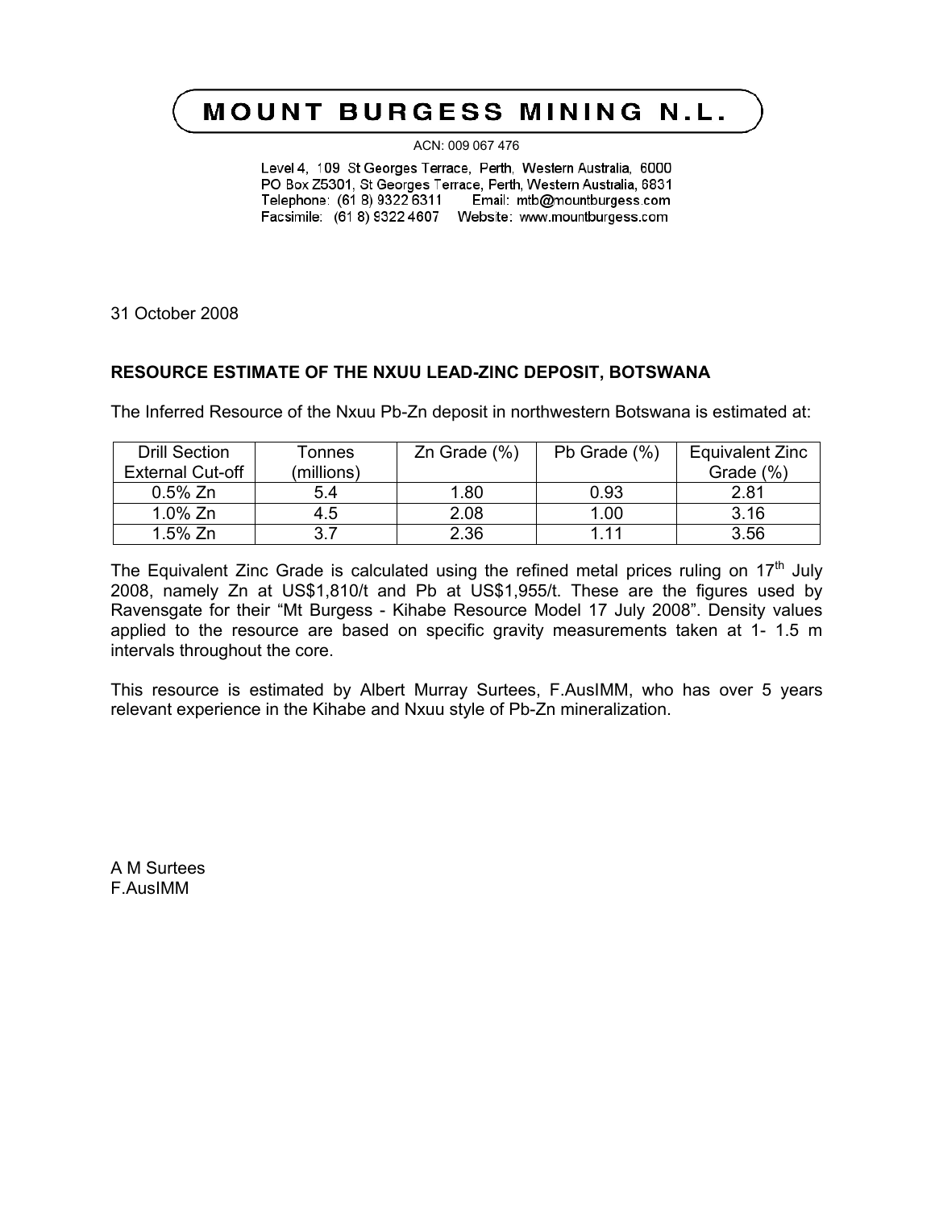# MOUNT BURGESS MINING N.L.

ACN: 009 067 476

Level 4, 109 St Georges Terrace, Perth, Western Australia, 6000
PO Box Z5301, St Georges Terrace, Perth, Western Australia, 6831
Telephone: (61 8) 9322 6311 Email: mtb@mountburgess.com
Facsimile: (61 8) 9322 4607 Website: www.mountburgess.com

31 October 2008

**RESOURCE ESTIMATE OF THE NXUU LEAD-ZINC DEPOSIT, BOTSWANA**

The Inferred Resource of the Nxuu Pb-Zn deposit in northwestern Botswana is estimated at:

| Drill Section External Cut-off | Tonnes (millions) | Zn Grade (%) | Pb Grade (%) | Equivalent Zinc Grade (%) |
|---|---|---|---|---|
| 0.5% Zn | 5.4 | 1.80 | 0.93 | 2.81 |
| 1.0% Zn | 4.5 | 2.08 | 1.00 | 3.16 |
| 1.5% Zn | 3.7 | 2.36 | 1.11 | 3.56 |

The Equivalent Zinc Grade is calculated using the refined metal prices ruling on 17th July 2008, namely Zn at US$1,810/t and Pb at US$1,955/t. These are the figures used by Ravensgate for their "Mt Burgess - Kihabe Resource Model 17 July 2008". Density values applied to the resource are based on specific gravity measurements taken at 1- 1.5 m intervals throughout the core.

This resource is estimated by Albert Murray Surtees, F.AusIMM, who has over 5 years relevant experience in the Kihabe and Nxuu style of Pb-Zn mineralization.

A M Surtees
F.AusIMM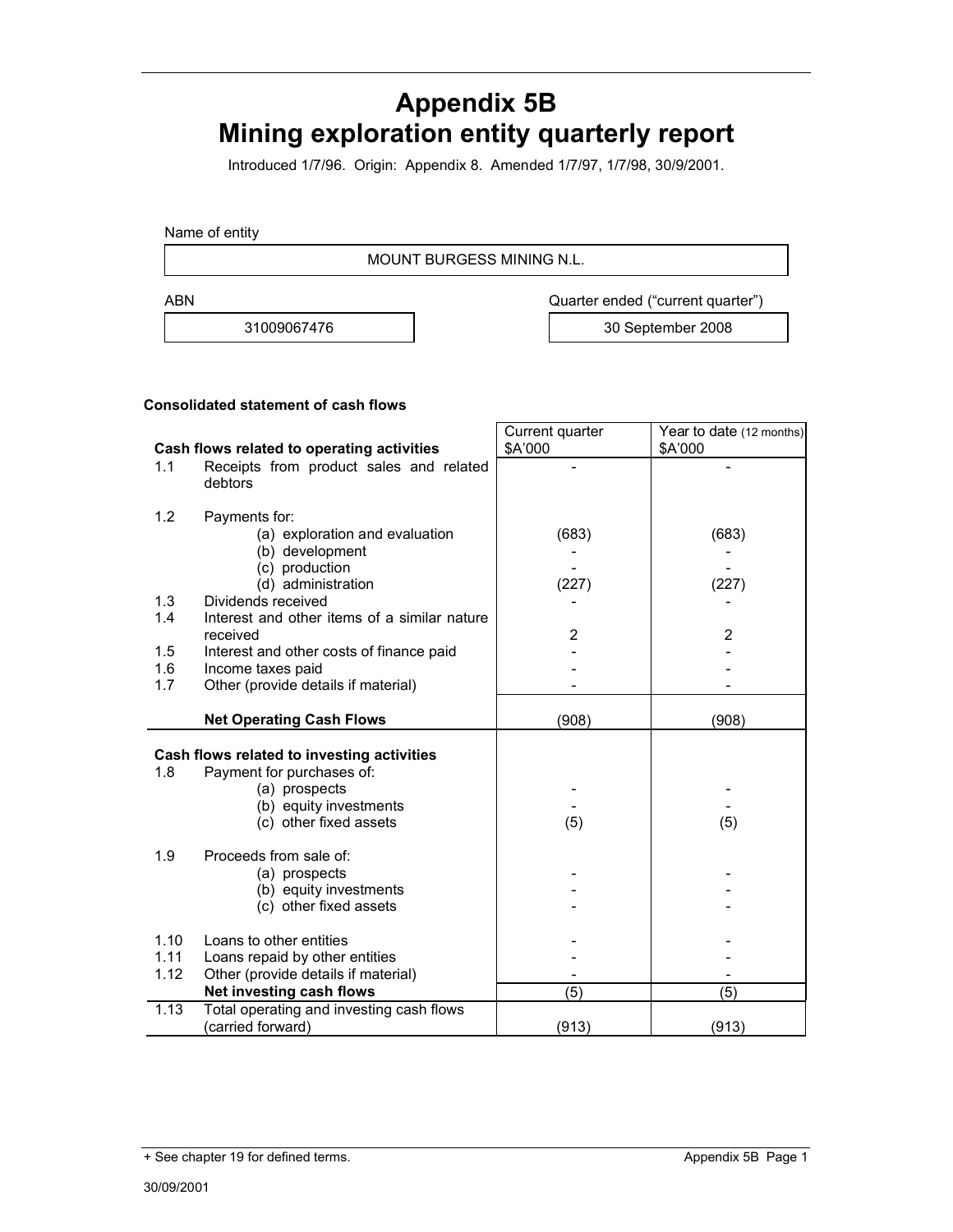# Appendix 5B
# Mining exploration entity quarterly report

Introduced 1/7/96. Origin: Appendix 8. Amended 1/7/97, 1/7/98, 30/9/2001.

Name of entity

MOUNT BURGESS MINING N.L.

| ABN | Quarter ended ("current quarter") |
|---|---|
| 31009067476 | 30 September 2008 |

**Consolidated statement of cash flows**

| | **Cash flows related to operating activities** | Current quarter $A'000 | Year to date (12 months) $A'000 |
|---|---|---|---|
| 1.1 | Receipts from product sales and related debtors | - | - |
| 1.2 | Payments for: | | |
| | (a) exploration and evaluation | (683) | (683) |
| | (b) development | - | - |
| | (c) production | - | - |
| | (d) administration | (227) | (227) |
| 1.3 | Dividends received | - | - |
| 1.4 | Interest and other items of a similar nature received | 2 | 2 |
| 1.5 | Interest and other costs of finance paid | - | - |
| 1.6 | Income taxes paid | - | - |
| 1.7 | Other (provide details if material) | - | - |
| | **Net Operating Cash Flows** | (908) | (908) |
| | **Cash flows related to investing activities** | | |
| 1.8 | Payment for purchases of: | | |
| | (a) prospects | - | - |
| | (b) equity investments | - | - |
| | (c) other fixed assets | (5) | (5) |
| 1.9 | Proceeds from sale of: | | |
| | (a) prospects | - | - |
| | (b) equity investments | - | - |
| | (c) other fixed assets | - | - |
| 1.10 | Loans to other entities | - | - |
| 1.11 | Loans repaid by other entities | - | - |
| 1.12 | Other (provide details if material) | - | - |
| | **Net investing cash flows** | (5) | (5) |
| 1.13 | Total operating and investing cash flows (carried forward) | (913) | (913) |

+ See chapter 19 for defined terms.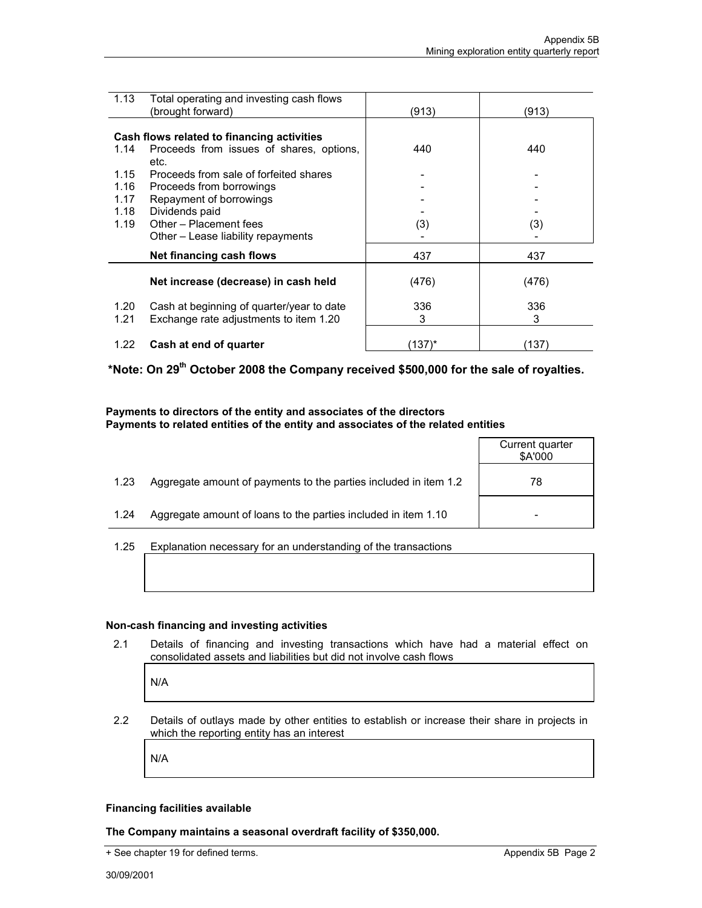| | | | |
|---|---|---|---|
| 1.13 | Total operating and investing cash flows (brought forward) | (913) | (913) |
| | **Cash flows related to financing activities** | | |
| 1.14 | Proceeds from issues of shares, options, etc. | 440 | 440 |
| 1.15 | Proceeds from sale of forfeited shares | - | - |
| 1.16 | Proceeds from borrowings | - | - |
| 1.17 | Repayment of borrowings | - | - |
| 1.18 | Dividends paid | - | - |
| 1.19 | Other – Placement fees | (3) | (3) |
| | Other – Lease liability repayments | - | - |
| | **Net financing cash flows** | 437 | 437 |
| | **Net increase (decrease) in cash held** | (476) | (476) |
| 1.20 | Cash at beginning of quarter/year to date | 336 | 336 |
| 1.21 | Exchange rate adjustments to item 1.20 | 3 | 3 |
| 1.22 | **Cash at end of quarter** | (137)* | (137) |

**\*Note: On 29th October 2008 the Company received $500,000 for the sale of royalties.**

**Payments to directors of the entity and associates of the directors**
**Payments to related entities of the entity and associates of the related entities**

| | | Current quarter $A'000 |
|---|---|---|
| 1.23 | Aggregate amount of payments to the parties included in item 1.2 | 78 |
| 1.24 | Aggregate amount of loans to the parties included in item 1.10 | - |

1.25 Explanation necessary for an understanding of the transactions

**Non-cash financing and investing activities**

2.1 Details of financing and investing transactions which have had a material effect on consolidated assets and liabilities but did not involve cash flows

N/A

2.2 Details of outlays made by other entities to establish or increase their share in projects in which the reporting entity has an interest

N/A

**Financing facilities available**

**The Company maintains a seasonal overdraft facility of $350,000.**

+ See chapter 19 for defined terms.

30/09/2001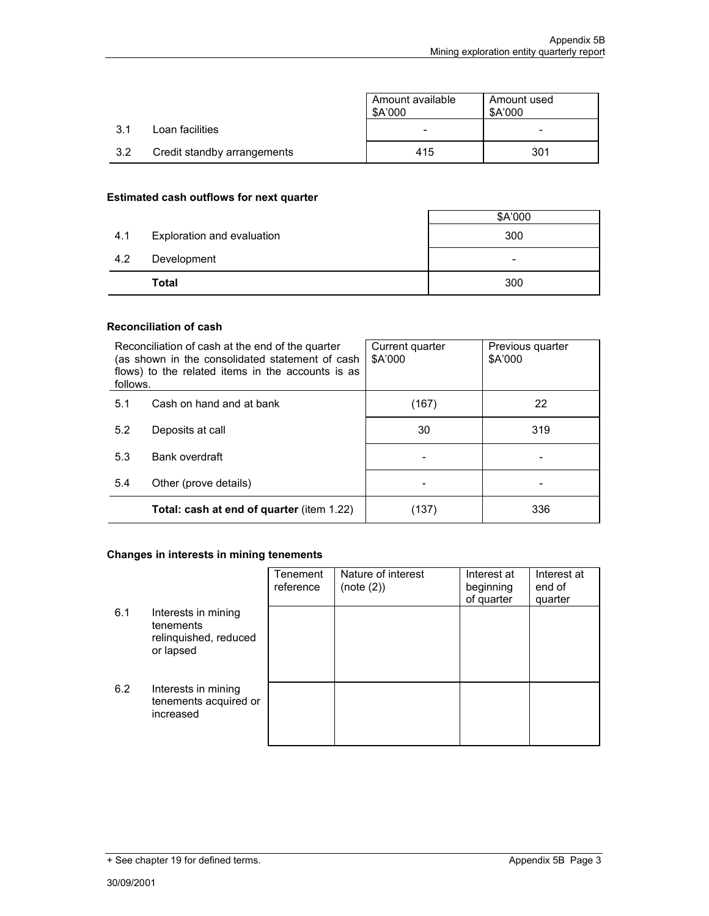| | | Amount available $A'000 | Amount used $A'000 |
|---|---|---|---|
| 3.1 | Loan facilities | - | - |
| 3.2 | Credit standby arrangements | 415 | 301 |

## Estimated cash outflows for next quarter

| | | $A'000 |
|---|---|---|
| 4.1 | Exploration and evaluation | 300 |
| 4.2 | Development | - |
| | **Total** | 300 |

## Reconciliation of cash

| Reconciliation of cash at the end of the quarter (as shown in the consolidated statement of cash flows) to the related items in the accounts is as follows. | | Current quarter $A'000 | Previous quarter $A'000 |
|---|---|---|---|
| 5.1 | Cash on hand and at bank | (167) | 22 |
| 5.2 | Deposits at call | 30 | 319 |
| 5.3 | Bank overdraft | - | - |
| 5.4 | Other (prove details) | - | - |
| | **Total: cash at end of quarter** (item 1.22) | (137) | 336 |

## Changes in interests in mining tenements

| | | Tenement reference | Nature of interest (note (2)) | Interest at beginning of quarter | Interest at end of quarter |
|---|---|---|---|---|---|
| 6.1 | Interests in mining tenements relinquished, reduced or lapsed | | | | |
| 6.2 | Interests in mining tenements acquired or increased | | | | |

+ See chapter 19 for defined terms.

30/09/2001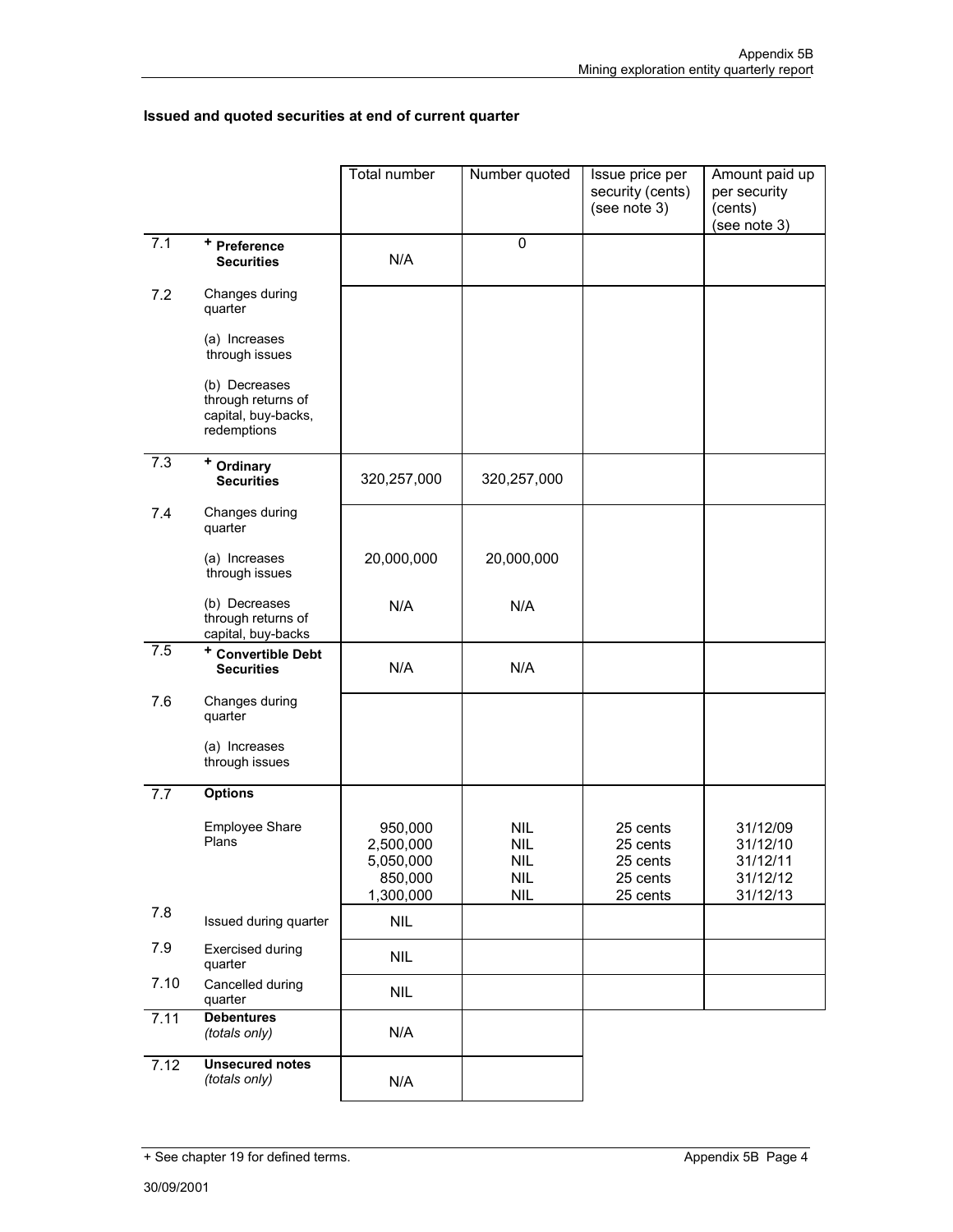## Issued and quoted securities at end of current quarter

| | | Total number | Number quoted | Issue price per security (cents) (see note 3) | Amount paid up per security (cents) (see note 3) |
|---|---|---|---|---|---|
| 7.1 | **+ Preference Securities** | N/A | 0 | | |
| 7.2 | Changes during quarter<br>(a) Increases through issues<br>(b) Decreases through returns of capital, buy-backs, redemptions | | | | |
| 7.3 | **+ Ordinary Securities** | 320,257,000 | 320,257,000 | | |
| 7.4 | Changes during quarter<br>(a) Increases through issues<br>(b) Decreases through returns of capital, buy-backs | <br>20,000,000<br>N/A | <br>20,000,000<br>N/A | | |
| 7.5 | **+ Convertible Debt Securities** | N/A | N/A | | |
| 7.6 | Changes during quarter<br>(a) Increases through issues | | | | |
| 7.7 | **Options**<br>Employee Share Plans | 950,000<br>2,500,000<br>5,050,000<br>850,000<br>1,300,000 | NIL<br>NIL<br>NIL<br>NIL<br>NIL | 25 cents<br>25 cents<br>25 cents<br>25 cents<br>25 cents | 31/12/09<br>31/12/10<br>31/12/11<br>31/12/12<br>31/12/13 |
| 7.8 | Issued during quarter | NIL | | | |
| 7.9 | Exercised during quarter | NIL | | | |
| 7.10 | Cancelled during quarter | NIL | | | |
| 7.11 | **Debentures** *(totals only)* | N/A | | | |
| 7.12 | **Unsecured notes** *(totals only)* | N/A | | | |

+ See chapter 19 for defined terms.

30/09/2001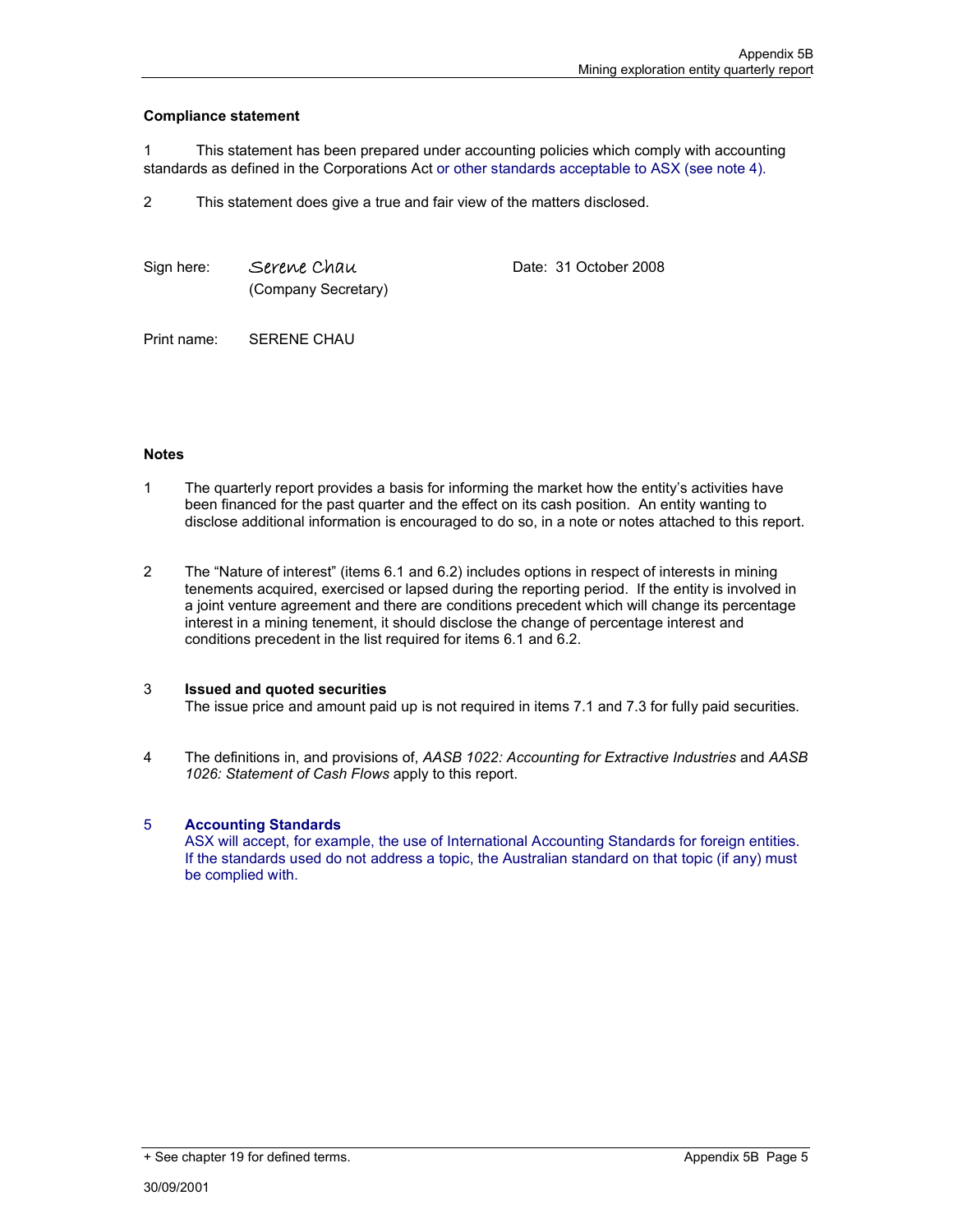**Compliance statement**

1 This statement has been prepared under accounting policies which comply with accounting standards as defined in the Corporations Act or other standards acceptable to ASX (see note 4).

2 This statement does give a true and fair view of the matters disclosed.

Sign here: Serene Chau Date: 31 October 2008
(Company Secretary)

Print name: SERENE CHAU

**Notes**

1 The quarterly report provides a basis for informing the market how the entity's activities have been financed for the past quarter and the effect on its cash position. An entity wanting to disclose additional information is encouraged to do so, in a note or notes attached to this report.

2 The "Nature of interest" (items 6.1 and 6.2) includes options in respect of interests in mining tenements acquired, exercised or lapsed during the reporting period. If the entity is involved in a joint venture agreement and there are conditions precedent which will change its percentage interest in a mining tenement, it should disclose the change of percentage interest and conditions precedent in the list required for items 6.1 and 6.2.

3 **Issued and quoted securities**
The issue price and amount paid up is not required in items 7.1 and 7.3 for fully paid securities.

4 The definitions in, and provisions of, *AASB 1022: Accounting for Extractive Industries* and *AASB 1026: Statement of Cash Flows* apply to this report.

5 **Accounting Standards**
ASX will accept, for example, the use of International Accounting Standards for foreign entities. If the standards used do not address a topic, the Australian standard on that topic (if any) must be complied with.